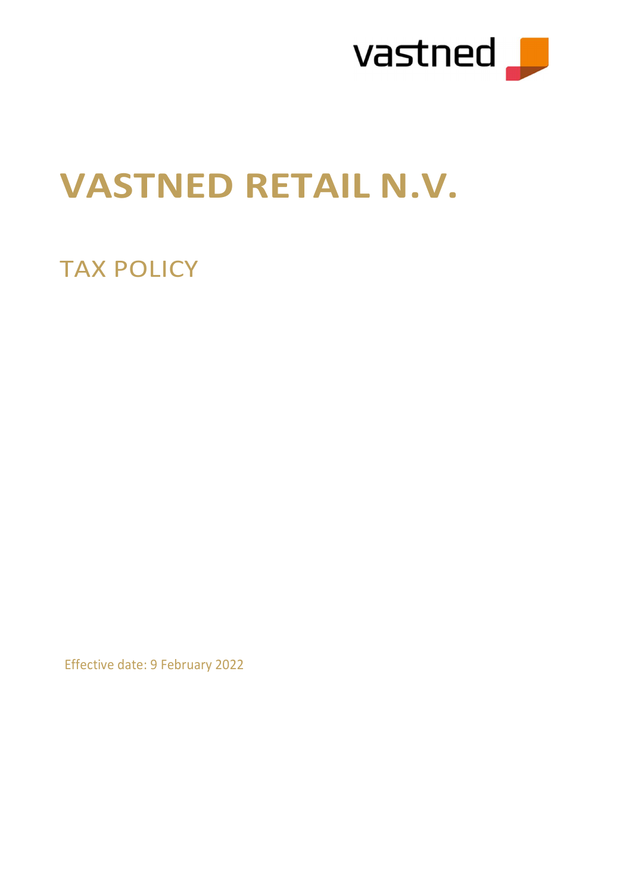vastned

# VASTNED RETAIL N.V.

## TAX POLICY

Effective date: 9 February 2022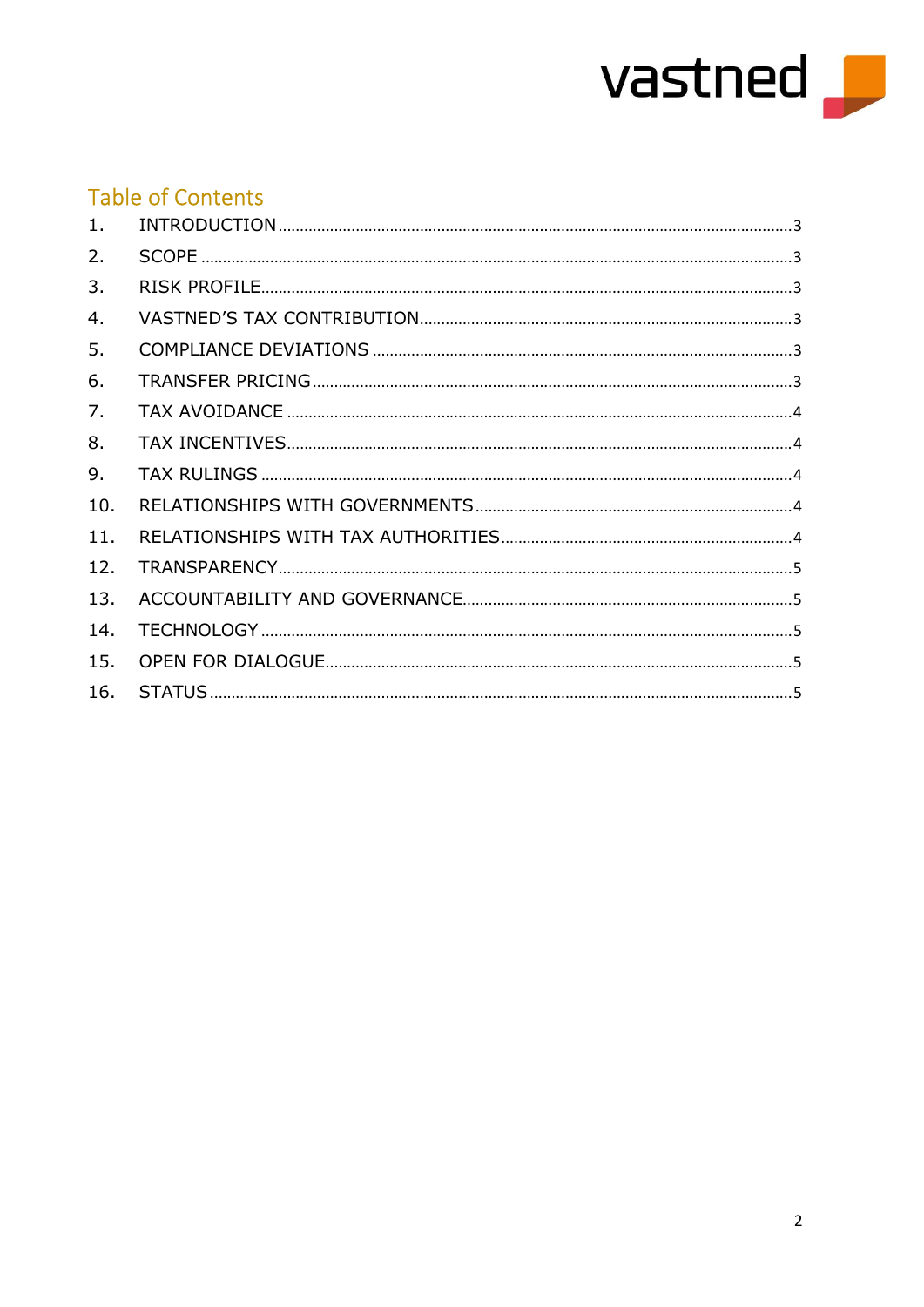## Table of Contents

| | | |
|---|---|---|
| 1. | INTRODUCTION | 3 |
| 2. | SCOPE | 3 |
| 3. | RISK PROFILE | 3 |
| 4. | VASTNED'S TAX CONTRIBUTION | 3 |
| 5. | COMPLIANCE DEVIATIONS | 3 |
| 6. | TRANSFER PRICING | 3 |
| 7. | TAX AVOIDANCE | 4 |
| 8. | TAX INCENTIVES | 4 |
| 9. | TAX RULINGS | 4 |
| 10. | RELATIONSHIPS WITH GOVERNMENTS | 4 |
| 11. | RELATIONSHIPS WITH TAX AUTHORITIES | 4 |
| 12. | TRANSPARENCY | 5 |
| 13. | ACCOUNTABILITY AND GOVERNANCE | 5 |
| 14. | TECHNOLOGY | 5 |
| 15. | OPEN FOR DIALOGUE | 5 |
| 16. | STATUS | 5 |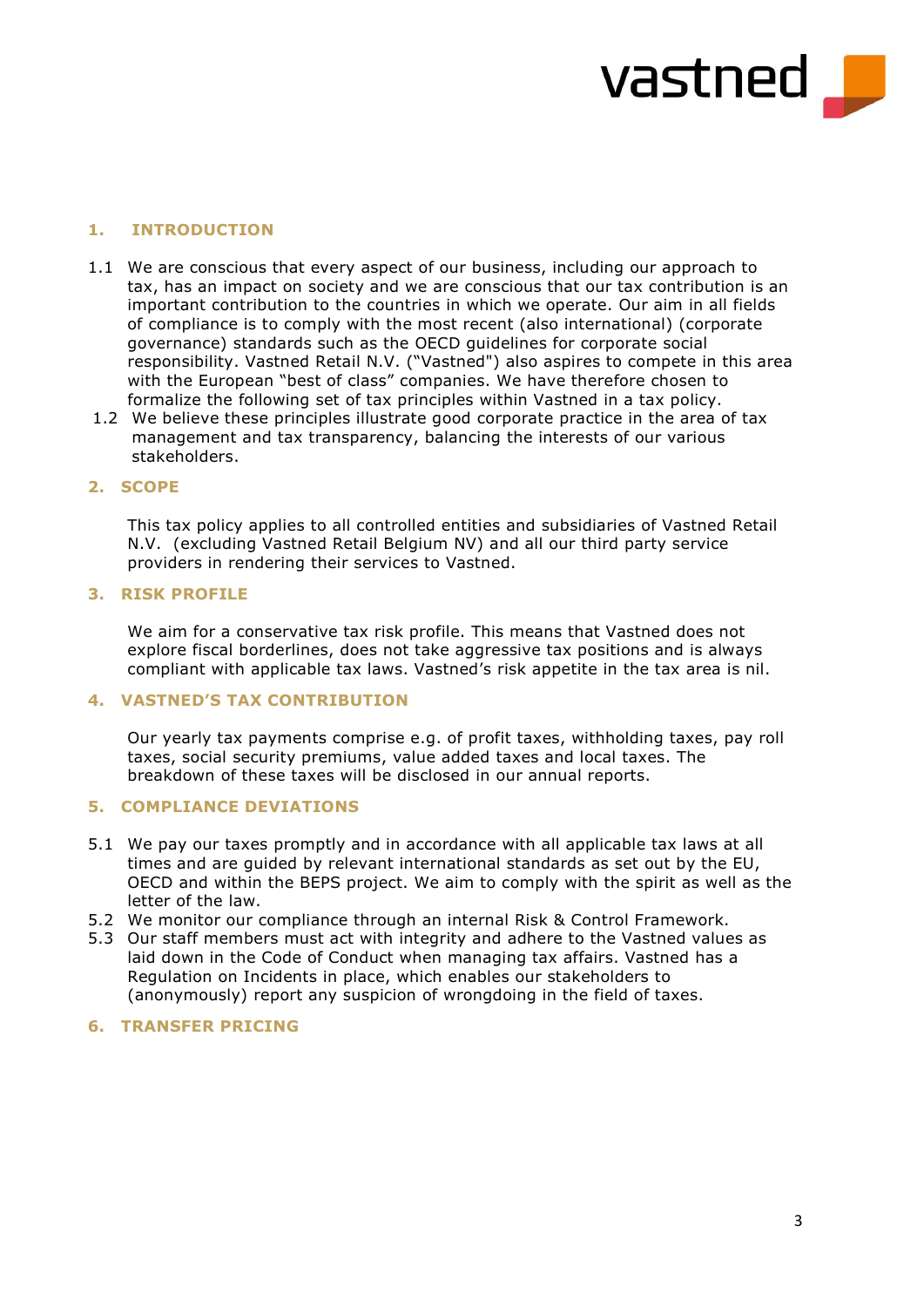## 1. INTRODUCTION

1.1 We are conscious that every aspect of our business, including our approach to tax, has an impact on society and we are conscious that our tax contribution is an important contribution to the countries in which we operate. Our aim in all fields of compliance is to comply with the most recent (also international) (corporate governance) standards such as the OECD guidelines for corporate social responsibility. Vastned Retail N.V. ("Vastned") also aspires to compete in this area with the European "best of class" companies. We have therefore chosen to formalize the following set of tax principles within Vastned in a tax policy.

1.2 We believe these principles illustrate good corporate practice in the area of tax management and tax transparency, balancing the interests of our various stakeholders.

## 2. SCOPE

This tax policy applies to all controlled entities and subsidiaries of Vastned Retail N.V. (excluding Vastned Retail Belgium NV) and all our third party service providers in rendering their services to Vastned.

## 3. RISK PROFILE

We aim for a conservative tax risk profile. This means that Vastned does not explore fiscal borderlines, does not take aggressive tax positions and is always compliant with applicable tax laws. Vastned's risk appetite in the tax area is nil.

## 4. VASTNED'S TAX CONTRIBUTION

Our yearly tax payments comprise e.g. of profit taxes, withholding taxes, pay roll taxes, social security premiums, value added taxes and local taxes. The breakdown of these taxes will be disclosed in our annual reports.

## 5. COMPLIANCE DEVIATIONS

5.1 We pay our taxes promptly and in accordance with all applicable tax laws at all times and are guided by relevant international standards as set out by the EU, OECD and within the BEPS project. We aim to comply with the spirit as well as the letter of the law.

5.2 We monitor our compliance through an internal Risk & Control Framework.

5.3 Our staff members must act with integrity and adhere to the Vastned values as laid down in the Code of Conduct when managing tax affairs. Vastned has a Regulation on Incidents in place, which enables our stakeholders to (anonymously) report any suspicion of wrongdoing in the field of taxes.

## 6. TRANSFER PRICING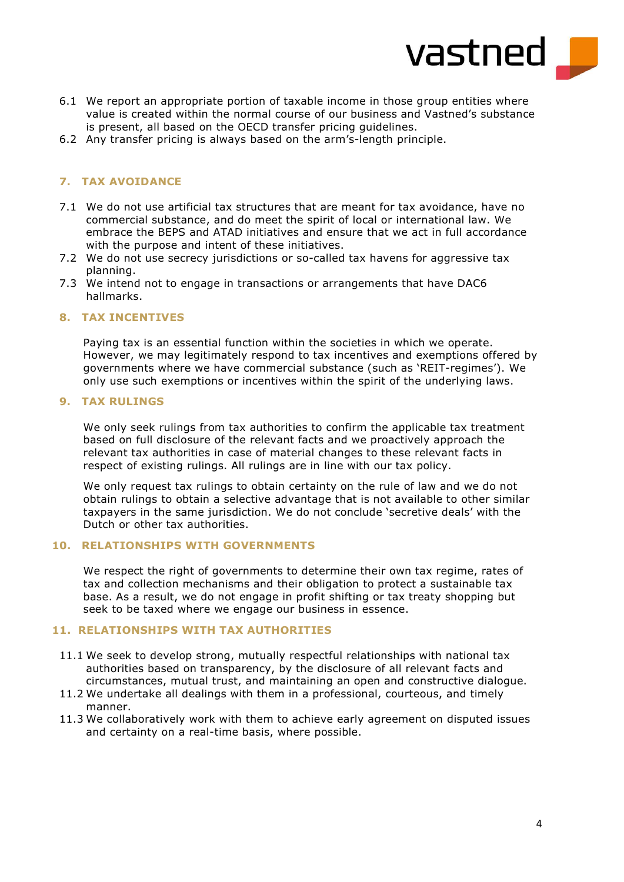6.1 We report an appropriate portion of taxable income in those group entities where value is created within the normal course of our business and Vastned's substance is present, all based on the OECD transfer pricing guidelines.
6.2 Any transfer pricing is always based on the arm's-length principle.

## 7. TAX AVOIDANCE

7.1 We do not use artificial tax structures that are meant for tax avoidance, have no commercial substance, and do meet the spirit of local or international law. We embrace the BEPS and ATAD initiatives and ensure that we act in full accordance with the purpose and intent of these initiatives.
7.2 We do not use secrecy jurisdictions or so-called tax havens for aggressive tax planning.
7.3 We intend not to engage in transactions or arrangements that have DAC6 hallmarks.

## 8. TAX INCENTIVES

Paying tax is an essential function within the societies in which we operate. However, we may legitimately respond to tax incentives and exemptions offered by governments where we have commercial substance (such as 'REIT-regimes'). We only use such exemptions or incentives within the spirit of the underlying laws.

## 9. TAX RULINGS

We only seek rulings from tax authorities to confirm the applicable tax treatment based on full disclosure of the relevant facts and we proactively approach the relevant tax authorities in case of material changes to these relevant facts in respect of existing rulings. All rulings are in line with our tax policy.

We only request tax rulings to obtain certainty on the rule of law and we do not obtain rulings to obtain a selective advantage that is not available to other similar taxpayers in the same jurisdiction. We do not conclude 'secretive deals' with the Dutch or other tax authorities.

## 10. RELATIONSHIPS WITH GOVERNMENTS

We respect the right of governments to determine their own tax regime, rates of tax and collection mechanisms and their obligation to protect a sustainable tax base. As a result, we do not engage in profit shifting or tax treaty shopping but seek to be taxed where we engage our business in essence.

## 11. RELATIONSHIPS WITH TAX AUTHORITIES

11.1 We seek to develop strong, mutually respectful relationships with national tax authorities based on transparency, by the disclosure of all relevant facts and circumstances, mutual trust, and maintaining an open and constructive dialogue.
11.2 We undertake all dealings with them in a professional, courteous, and timely manner.
11.3 We collaboratively work with them to achieve early agreement on disputed issues and certainty on a real-time basis, where possible.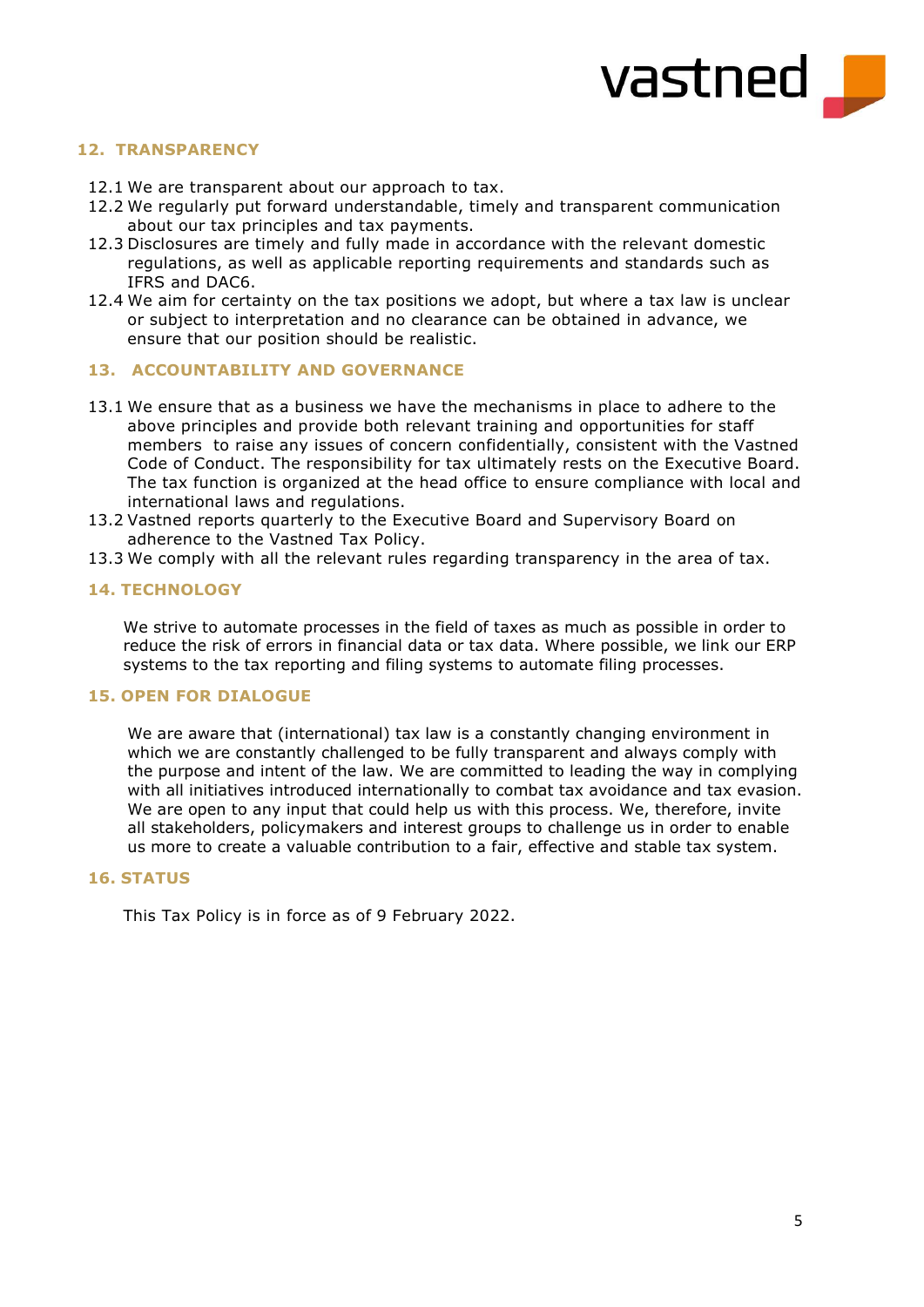## 12. TRANSPARENCY

12.1 We are transparent about our approach to tax.
12.2 We regularly put forward understandable, timely and transparent communication about our tax principles and tax payments.
12.3 Disclosures are timely and fully made in accordance with the relevant domestic regulations, as well as applicable reporting requirements and standards such as IFRS and DAC6.
12.4 We aim for certainty on the tax positions we adopt, but where a tax law is unclear or subject to interpretation and no clearance can be obtained in advance, we ensure that our position should be realistic.

## 13. ACCOUNTABILITY AND GOVERNANCE

13.1 We ensure that as a business we have the mechanisms in place to adhere to the above principles and provide both relevant training and opportunities for staff members to raise any issues of concern confidentially, consistent with the Vastned Code of Conduct. The responsibility for tax ultimately rests on the Executive Board. The tax function is organized at the head office to ensure compliance with local and international laws and regulations.
13.2 Vastned reports quarterly to the Executive Board and Supervisory Board on adherence to the Vastned Tax Policy.
13.3 We comply with all the relevant rules regarding transparency in the area of tax.

## 14. TECHNOLOGY

We strive to automate processes in the field of taxes as much as possible in order to reduce the risk of errors in financial data or tax data. Where possible, we link our ERP systems to the tax reporting and filing systems to automate filing processes.

## 15. OPEN FOR DIALOGUE

We are aware that (international) tax law is a constantly changing environment in which we are constantly challenged to be fully transparent and always comply with the purpose and intent of the law. We are committed to leading the way in complying with all initiatives introduced internationally to combat tax avoidance and tax evasion. We are open to any input that could help us with this process. We, therefore, invite all stakeholders, policymakers and interest groups to challenge us in order to enable us more to create a valuable contribution to a fair, effective and stable tax system.

## 16. STATUS

This Tax Policy is in force as of 9 February 2022.